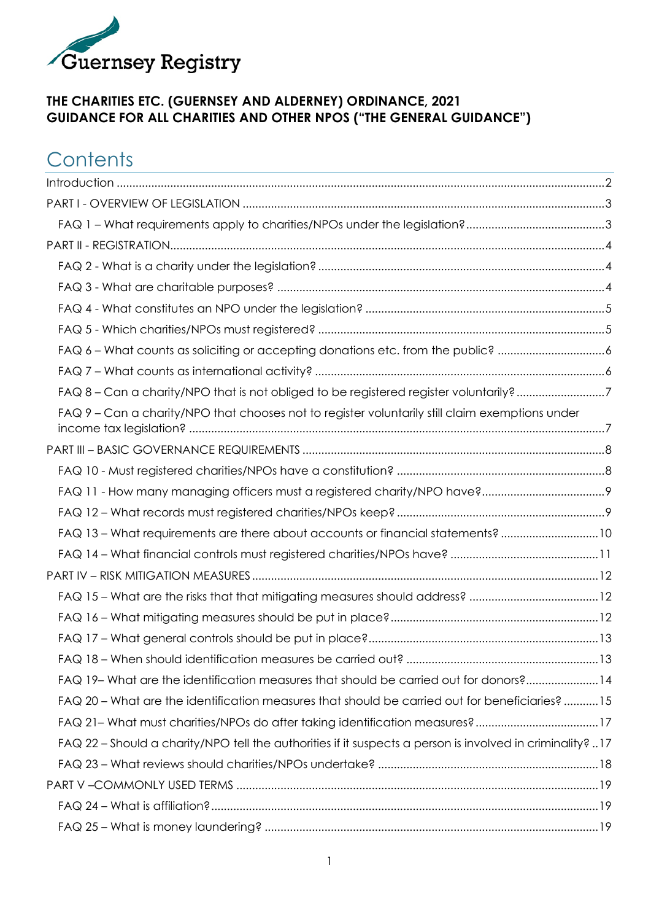Guernsey Registry

**THE CHARITIES ETC. (GUERNSEY AND ALDERNEY) ORDINANCE, 2021**
**GUIDANCE FOR ALL CHARITIES AND OTHER NPOS ("THE GENERAL GUIDANCE")**

# Contents

Introduction ..... 2

PART I - OVERVIEW OF LEGISLATION ..... 3

- FAQ 1 – What requirements apply to charities/NPOs under the legislation? ..... 3

PART II - REGISTRATION ..... 4

- FAQ 2 - What is a charity under the legislation? ..... 4
- FAQ 3 - What are charitable purposes? ..... 4
- FAQ 4 - What constitutes an NPO under the legislation? ..... 5
- FAQ 5 - Which charities/NPOs must registered? ..... 5
- FAQ 6 – What counts as soliciting or accepting donations etc. from the public? ..... 6
- FAQ 7 – What counts as international activity? ..... 6
- FAQ 8 – Can a charity/NPO that is not obliged to be registered register voluntarily? ..... 7
- FAQ 9 – Can a charity/NPO that chooses not to register voluntarily still claim exemptions under income tax legislation? ..... 7

PART III – BASIC GOVERNANCE REQUIREMENTS ..... 8

- FAQ 10 - Must registered charities/NPOs have a constitution? ..... 8
- FAQ 11 - How many managing officers must a registered charity/NPO have? ..... 9
- FAQ 12 – What records must registered charities/NPOs keep? ..... 9
- FAQ 13 – What requirements are there about accounts or financial statements? ..... 10
- FAQ 14 – What financial controls must registered charities/NPOs have? ..... 11

PART IV – RISK MITIGATION MEASURES ..... 12

- FAQ 15 – What are the risks that that mitigating measures should address? ..... 12
- FAQ 16 – What mitigating measures should be put in place? ..... 12
- FAQ 17 – What general controls should be put in place? ..... 13
- FAQ 18 – When should identification measures be carried out? ..... 13
- FAQ 19– What are the identification measures that should be carried out for donors? ..... 14
- FAQ 20 – What are the identification measures that should be carried out for beneficiaries? ..... 15
- FAQ 21– What must charities/NPOs do after taking identification measures? ..... 17
- FAQ 22 – Should a charity/NPO tell the authorities if it suspects a person is involved in criminality? ..... 17
- FAQ 23 – What reviews should charities/NPOs undertake? ..... 18

PART V –COMMONLY USED TERMS ..... 19

- FAQ 24 – What is affiliation? ..... 19
- FAQ 25 – What is money laundering? ..... 19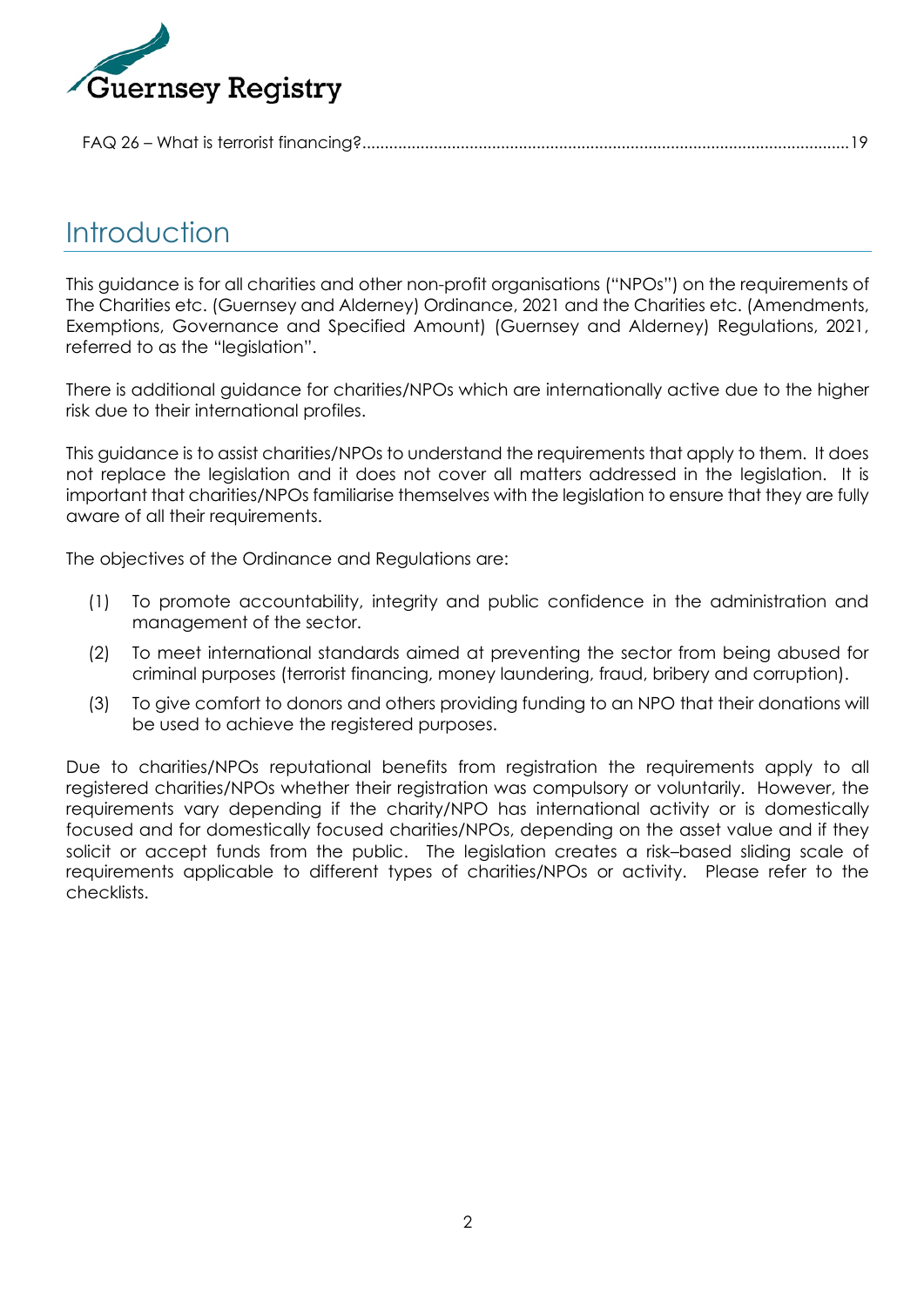FAQ 26 – What is terrorist financing?..........19

# Introduction

This guidance is for all charities and other non-profit organisations ("NPOs") on the requirements of The Charities etc. (Guernsey and Alderney) Ordinance, 2021 and the Charities etc. (Amendments, Exemptions, Governance and Specified Amount) (Guernsey and Alderney) Regulations, 2021, referred to as the "legislation".

There is additional guidance for charities/NPOs which are internationally active due to the higher risk due to their international profiles.

This guidance is to assist charities/NPOs to understand the requirements that apply to them. It does not replace the legislation and it does not cover all matters addressed in the legislation. It is important that charities/NPOs familiarise themselves with the legislation to ensure that they are fully aware of all their requirements.

The objectives of the Ordinance and Regulations are:

(1) To promote accountability, integrity and public confidence in the administration and management of the sector.

(2) To meet international standards aimed at preventing the sector from being abused for criminal purposes (terrorist financing, money laundering, fraud, bribery and corruption).

(3) To give comfort to donors and others providing funding to an NPO that their donations will be used to achieve the registered purposes.

Due to charities/NPOs reputational benefits from registration the requirements apply to all registered charities/NPOs whether their registration was compulsory or voluntarily. However, the requirements vary depending if the charity/NPO has international activity or is domestically focused and for domestically focused charities/NPOs, depending on the asset value and if they solicit or accept funds from the public. The legislation creates a risk–based sliding scale of requirements applicable to different types of charities/NPOs or activity. Please refer to the checklists.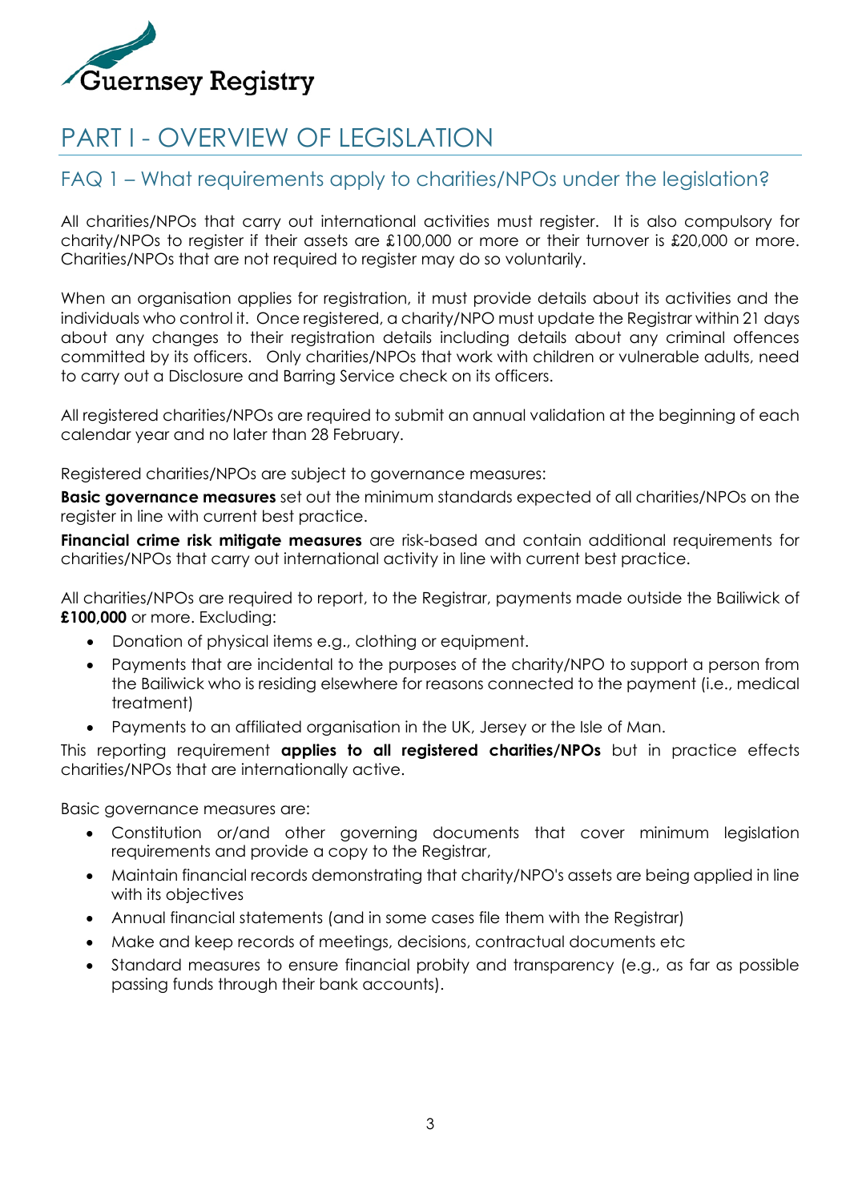# PART I - OVERVIEW OF LEGISLATION

## FAQ 1 – What requirements apply to charities/NPOs under the legislation?

All charities/NPOs that carry out international activities must register. It is also compulsory for charity/NPOs to register if their assets are £100,000 or more or their turnover is £20,000 or more. Charities/NPOs that are not required to register may do so voluntarily.

When an organisation applies for registration, it must provide details about its activities and the individuals who control it. Once registered, a charity/NPO must update the Registrar within 21 days about any changes to their registration details including details about any criminal offences committed by its officers. Only charities/NPOs that work with children or vulnerable adults, need to carry out a Disclosure and Barring Service check on its officers.

All registered charities/NPOs are required to submit an annual validation at the beginning of each calendar year and no later than 28 February.

Registered charities/NPOs are subject to governance measures:

**Basic governance measures** set out the minimum standards expected of all charities/NPOs on the register in line with current best practice.

**Financial crime risk mitigate measures** are risk-based and contain additional requirements for charities/NPOs that carry out international activity in line with current best practice.

All charities/NPOs are required to report, to the Registrar, payments made outside the Bailiwick of **£100,000** or more. Excluding:

- Donation of physical items e.g., clothing or equipment.
- Payments that are incidental to the purposes of the charity/NPO to support a person from the Bailiwick who is residing elsewhere for reasons connected to the payment (i.e., medical treatment)
- Payments to an affiliated organisation in the UK, Jersey or the Isle of Man.

This reporting requirement **applies to all registered charities/NPOs** but in practice effects charities/NPOs that are internationally active.

Basic governance measures are:

- Constitution or/and other governing documents that cover minimum legislation requirements and provide a copy to the Registrar,
- Maintain financial records demonstrating that charity/NPO's assets are being applied in line with its objectives
- Annual financial statements (and in some cases file them with the Registrar)
- Make and keep records of meetings, decisions, contractual documents etc
- Standard measures to ensure financial probity and transparency (e.g., as far as possible passing funds through their bank accounts).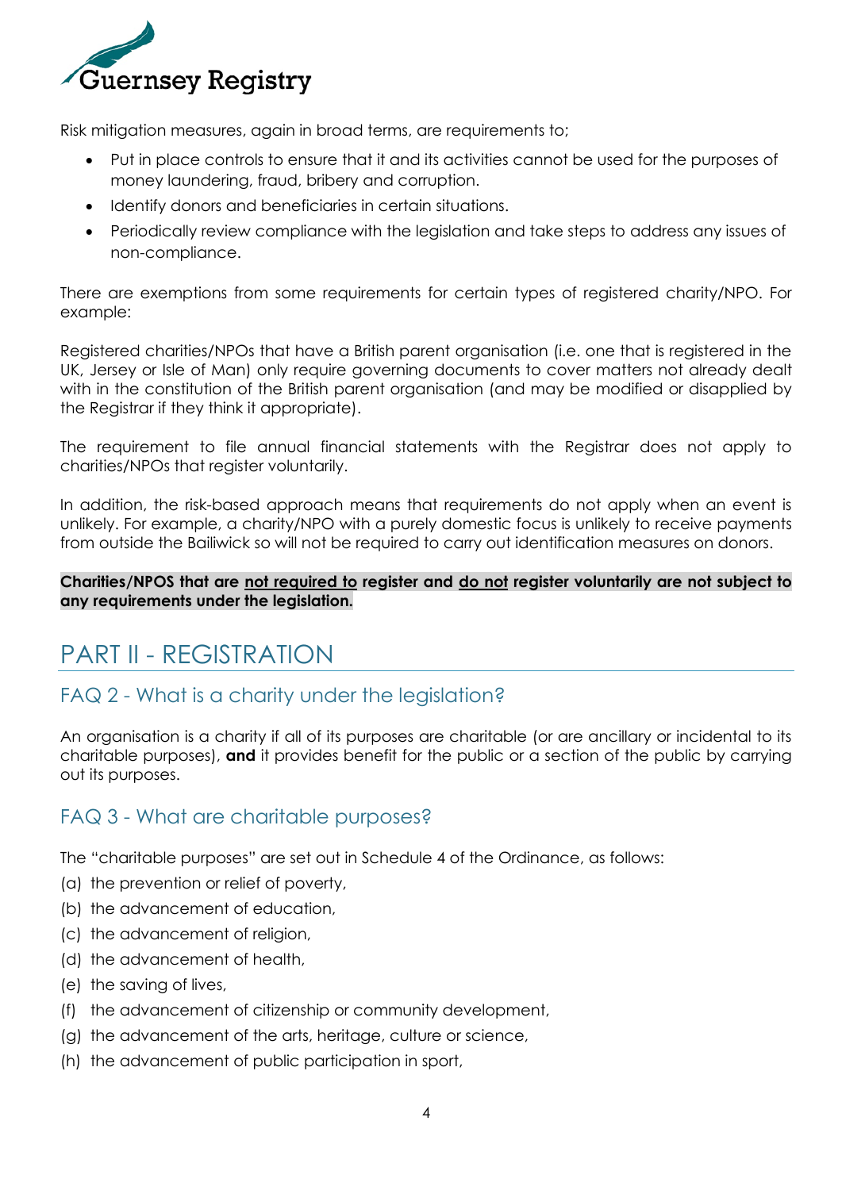Risk mitigation measures, again in broad terms, are requirements to;

- Put in place controls to ensure that it and its activities cannot be used for the purposes of money laundering, fraud, bribery and corruption.
- Identify donors and beneficiaries in certain situations.
- Periodically review compliance with the legislation and take steps to address any issues of non-compliance.

There are exemptions from some requirements for certain types of registered charity/NPO. For example:

Registered charities/NPOs that have a British parent organisation (i.e. one that is registered in the UK, Jersey or Isle of Man) only require governing documents to cover matters not already dealt with in the constitution of the British parent organisation (and may be modified or disapplied by the Registrar if they think it appropriate).

The requirement to file annual financial statements with the Registrar does not apply to charities/NPOs that register voluntarily.

In addition, the risk-based approach means that requirements do not apply when an event is unlikely. For example, a charity/NPO with a purely domestic focus is unlikely to receive payments from outside the Bailiwick so will not be required to carry out identification measures on donors.

**Charities/NPOS that are <u>not required to</u> register and <u>do not</u> register voluntarily are not subject to any requirements under the legislation.**

# PART II - REGISTRATION

## FAQ 2 - What is a charity under the legislation?

An organisation is a charity if all of its purposes are charitable (or are ancillary or incidental to its charitable purposes), **and** it provides benefit for the public or a section of the public by carrying out its purposes.

## FAQ 3 - What are charitable purposes?

The "charitable purposes" are set out in Schedule 4 of the Ordinance, as follows:

(a) the prevention or relief of poverty,
(b) the advancement of education,
(c) the advancement of religion,
(d) the advancement of health,
(e) the saving of lives,
(f) the advancement of citizenship or community development,
(g) the advancement of the arts, heritage, culture or science,
(h) the advancement of public participation in sport,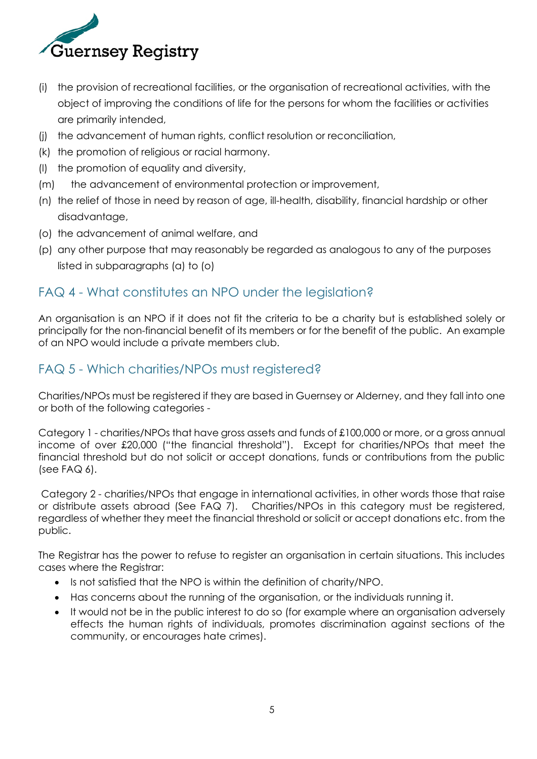(i) the provision of recreational facilities, or the organisation of recreational activities, with the object of improving the conditions of life for the persons for whom the facilities or activities are primarily intended,

(j) the advancement of human rights, conflict resolution or reconciliation,

(k) the promotion of religious or racial harmony.

(l) the promotion of equality and diversity,

(m) the advancement of environmental protection or improvement,

(n) the relief of those in need by reason of age, ill-health, disability, financial hardship or other disadvantage,

(o) the advancement of animal welfare, and

(p) any other purpose that may reasonably be regarded as analogous to any of the purposes listed in subparagraphs (a) to (o)

## FAQ 4 - What constitutes an NPO under the legislation?

An organisation is an NPO if it does not fit the criteria to be a charity but is established solely or principally for the non-financial benefit of its members or for the benefit of the public. An example of an NPO would include a private members club.

## FAQ 5 - Which charities/NPOs must registered?

Charities/NPOs must be registered if they are based in Guernsey or Alderney, and they fall into one or both of the following categories -

Category 1 - charities/NPOs that have gross assets and funds of £100,000 or more, or a gross annual income of over £20,000 ("the financial threshold"). Except for charities/NPOs that meet the financial threshold but do not solicit or accept donations, funds or contributions from the public (see FAQ 6).

Category 2 - charities/NPOs that engage in international activities, in other words those that raise or distribute assets abroad (See FAQ 7). Charities/NPOs in this category must be registered, regardless of whether they meet the financial threshold or solicit or accept donations etc. from the public.

The Registrar has the power to refuse to register an organisation in certain situations. This includes cases where the Registrar:

- Is not satisfied that the NPO is within the definition of charity/NPO.
- Has concerns about the running of the organisation, or the individuals running it.
- It would not be in the public interest to do so (for example where an organisation adversely effects the human rights of individuals, promotes discrimination against sections of the community, or encourages hate crimes).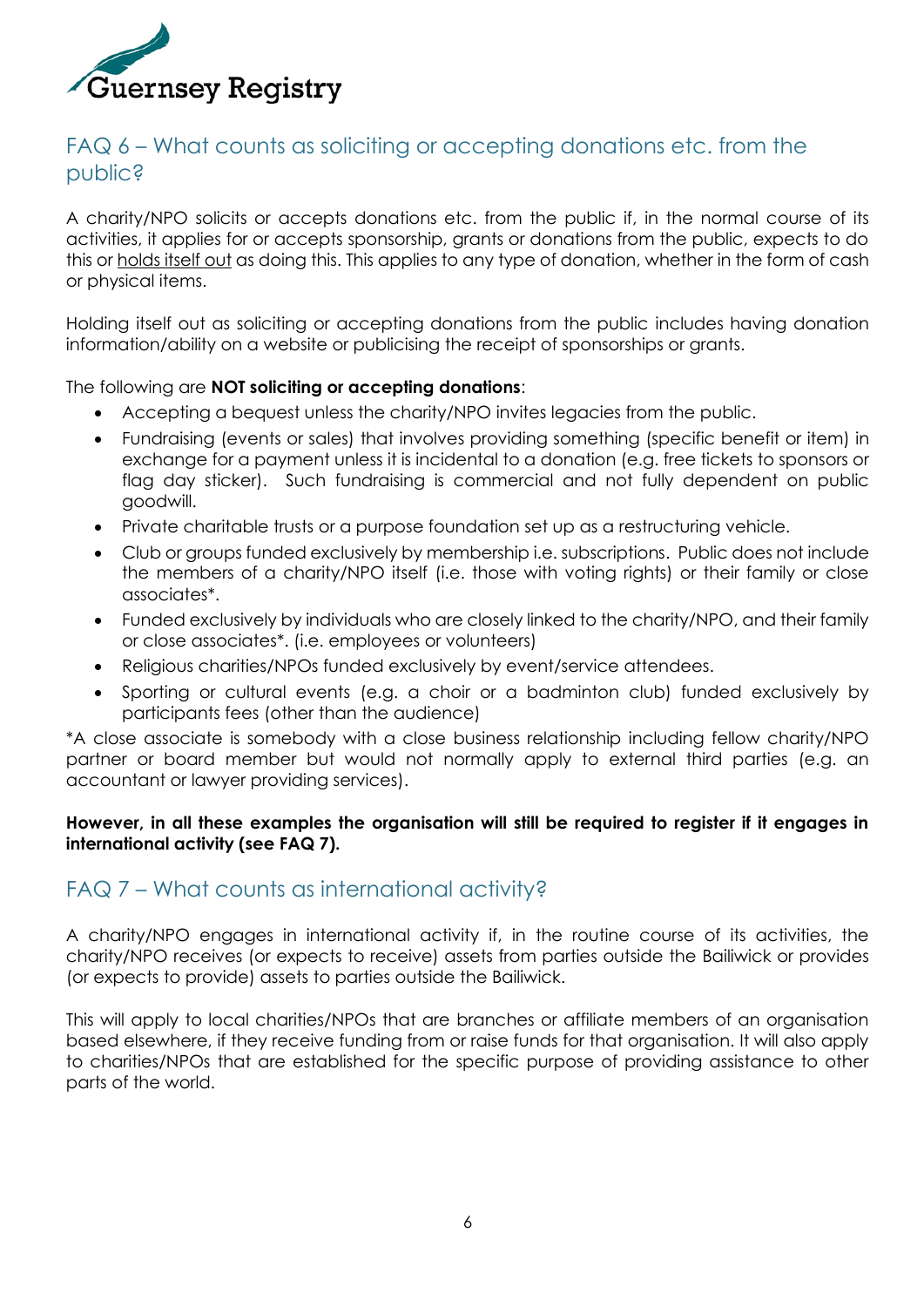## FAQ 6 – What counts as soliciting or accepting donations etc. from the public?

A charity/NPO solicits or accepts donations etc. from the public if, in the normal course of its activities, it applies for or accepts sponsorship, grants or donations from the public, expects to do this or <u>holds itself out</u> as doing this. This applies to any type of donation, whether in the form of cash or physical items.

Holding itself out as soliciting or accepting donations from the public includes having donation information/ability on a website or publicising the receipt of sponsorships or grants.

The following are **NOT soliciting or accepting donations**:

- Accepting a bequest unless the charity/NPO invites legacies from the public.
- Fundraising (events or sales) that involves providing something (specific benefit or item) in exchange for a payment unless it is incidental to a donation (e.g. free tickets to sponsors or flag day sticker). Such fundraising is commercial and not fully dependent on public goodwill.
- Private charitable trusts or a purpose foundation set up as a restructuring vehicle.
- Club or groups funded exclusively by membership i.e. subscriptions. Public does not include the members of a charity/NPO itself (i.e. those with voting rights) or their family or close associates*.
- Funded exclusively by individuals who are closely linked to the charity/NPO, and their family or close associates*. (i.e. employees or volunteers)
- Religious charities/NPOs funded exclusively by event/service attendees.
- Sporting or cultural events (e.g. a choir or a badminton club) funded exclusively by participants fees (other than the audience)

*A close associate is somebody with a close business relationship including fellow charity/NPO partner or board member but would not normally apply to external third parties (e.g. an accountant or lawyer providing services).

**However, in all these examples the organisation will still be required to register if it engages in international activity (see FAQ 7).**

## FAQ 7 – What counts as international activity?

A charity/NPO engages in international activity if, in the routine course of its activities, the charity/NPO receives (or expects to receive) assets from parties outside the Bailiwick or provides (or expects to provide) assets to parties outside the Bailiwick.

This will apply to local charities/NPOs that are branches or affiliate members of an organisation based elsewhere, if they receive funding from or raise funds for that organisation. It will also apply to charities/NPOs that are established for the specific purpose of providing assistance to other parts of the world.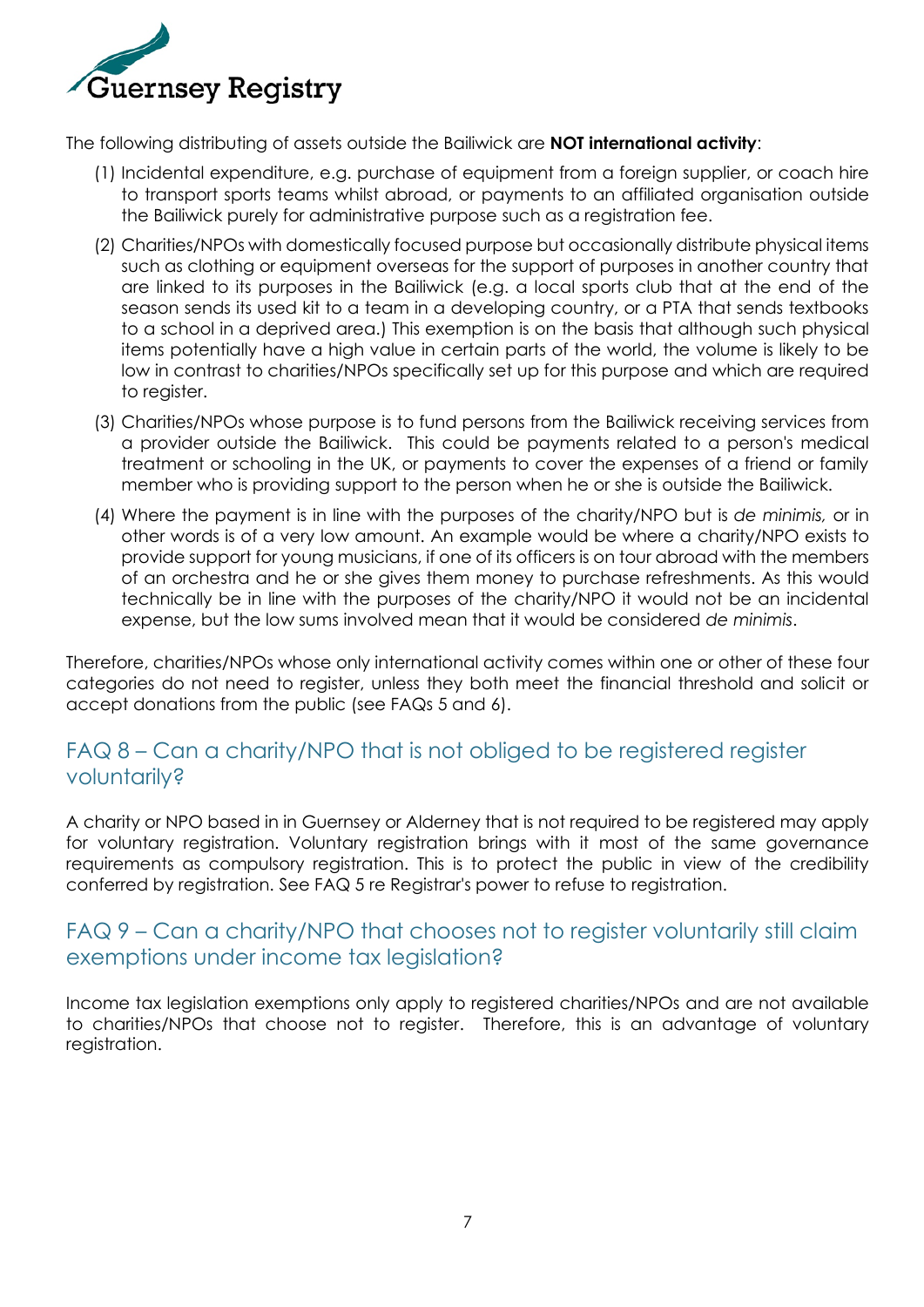The following distributing of assets outside the Bailiwick are **NOT international activity**:

(1) Incidental expenditure, e.g. purchase of equipment from a foreign supplier, or coach hire to transport sports teams whilst abroad, or payments to an affiliated organisation outside the Bailiwick purely for administrative purpose such as a registration fee.

(2) Charities/NPOs with domestically focused purpose but occasionally distribute physical items such as clothing or equipment overseas for the support of purposes in another country that are linked to its purposes in the Bailiwick (e.g. a local sports club that at the end of the season sends its used kit to a team in a developing country, or a PTA that sends textbooks to a school in a deprived area.) This exemption is on the basis that although such physical items potentially have a high value in certain parts of the world, the volume is likely to be low in contrast to charities/NPOs specifically set up for this purpose and which are required to register.

(3) Charities/NPOs whose purpose is to fund persons from the Bailiwick receiving services from a provider outside the Bailiwick. This could be payments related to a person's medical treatment or schooling in the UK, or payments to cover the expenses of a friend or family member who is providing support to the person when he or she is outside the Bailiwick.

(4) Where the payment is in line with the purposes of the charity/NPO but is *de minimis,* or in other words is of a very low amount. An example would be where a charity/NPO exists to provide support for young musicians, if one of its officers is on tour abroad with the members of an orchestra and he or she gives them money to purchase refreshments. As this would technically be in line with the purposes of the charity/NPO it would not be an incidental expense, but the low sums involved mean that it would be considered *de minimis*.

Therefore, charities/NPOs whose only international activity comes within one or other of these four categories do not need to register, unless they both meet the financial threshold and solicit or accept donations from the public (see FAQs 5 and 6).

## FAQ 8 – Can a charity/NPO that is not obliged to be registered register voluntarily?

A charity or NPO based in in Guernsey or Alderney that is not required to be registered may apply for voluntary registration. Voluntary registration brings with it most of the same governance requirements as compulsory registration. This is to protect the public in view of the credibility conferred by registration. See FAQ 5 re Registrar's power to refuse to registration.

## FAQ 9 – Can a charity/NPO that chooses not to register voluntarily still claim exemptions under income tax legislation?

Income tax legislation exemptions only apply to registered charities/NPOs and are not available to charities/NPOs that choose not to register. Therefore, this is an advantage of voluntary registration.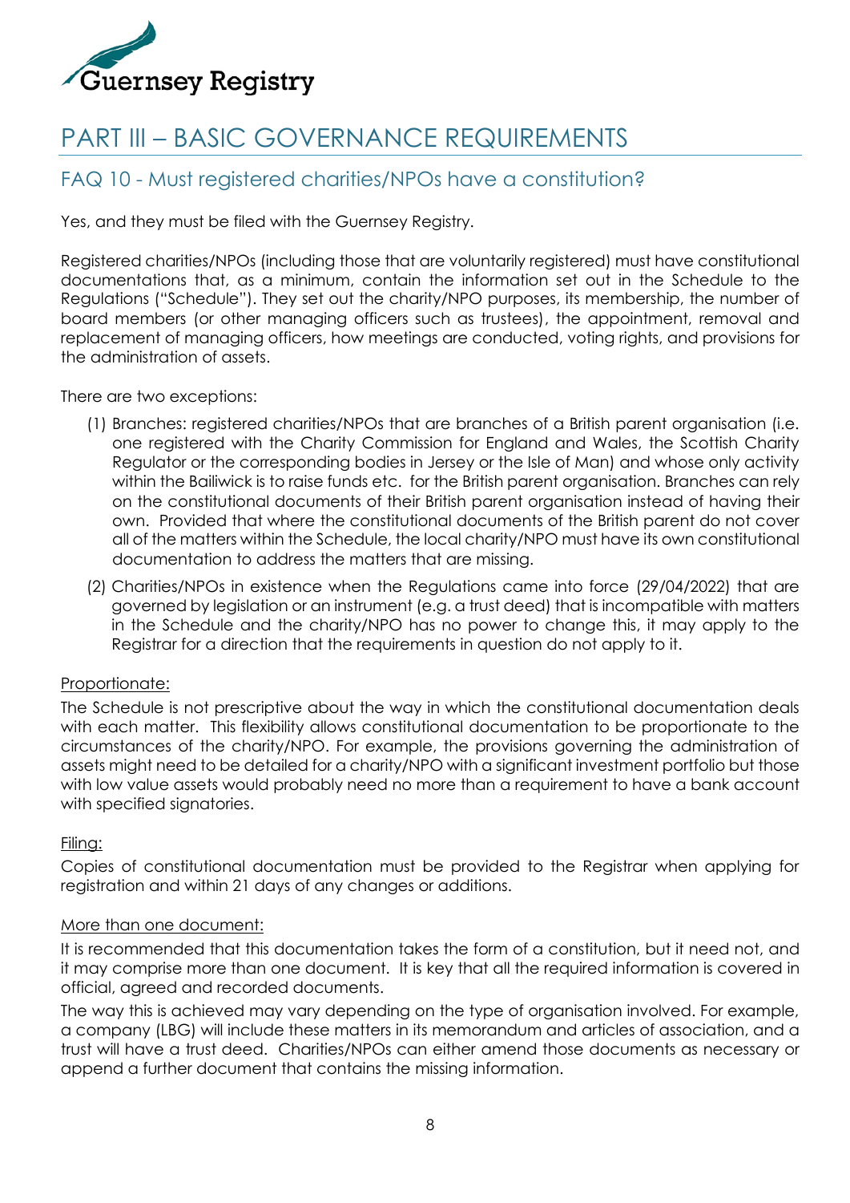# PART III – BASIC GOVERNANCE REQUIREMENTS

## FAQ 10 - Must registered charities/NPOs have a constitution?

Yes, and they must be filed with the Guernsey Registry.

Registered charities/NPOs (including those that are voluntarily registered) must have constitutional documentations that, as a minimum, contain the information set out in the Schedule to the Regulations ("Schedule"). They set out the charity/NPO purposes, its membership, the number of board members (or other managing officers such as trustees), the appointment, removal and replacement of managing officers, how meetings are conducted, voting rights, and provisions for the administration of assets.

There are two exceptions:

(1) Branches: registered charities/NPOs that are branches of a British parent organisation (i.e. one registered with the Charity Commission for England and Wales, the Scottish Charity Regulator or the corresponding bodies in Jersey or the Isle of Man) and whose only activity within the Bailiwick is to raise funds etc. for the British parent organisation. Branches can rely on the constitutional documents of their British parent organisation instead of having their own. Provided that where the constitutional documents of the British parent do not cover all of the matters within the Schedule, the local charity/NPO must have its own constitutional documentation to address the matters that are missing.

(2) Charities/NPOs in existence when the Regulations came into force (29/04/2022) that are governed by legislation or an instrument (e.g. a trust deed) that is incompatible with matters in the Schedule and the charity/NPO has no power to change this, it may apply to the Registrar for a direction that the requirements in question do not apply to it.

<u>Proportionate:</u>

The Schedule is not prescriptive about the way in which the constitutional documentation deals with each matter. This flexibility allows constitutional documentation to be proportionate to the circumstances of the charity/NPO. For example, the provisions governing the administration of assets might need to be detailed for a charity/NPO with a significant investment portfolio but those with low value assets would probably need no more than a requirement to have a bank account with specified signatories.

<u>Filing:</u>

Copies of constitutional documentation must be provided to the Registrar when applying for registration and within 21 days of any changes or additions.

<u>More than one document:</u>

It is recommended that this documentation takes the form of a constitution, but it need not, and it may comprise more than one document. It is key that all the required information is covered in official, agreed and recorded documents.

The way this is achieved may vary depending on the type of organisation involved. For example, a company (LBG) will include these matters in its memorandum and articles of association, and a trust will have a trust deed. Charities/NPOs can either amend those documents as necessary or append a further document that contains the missing information.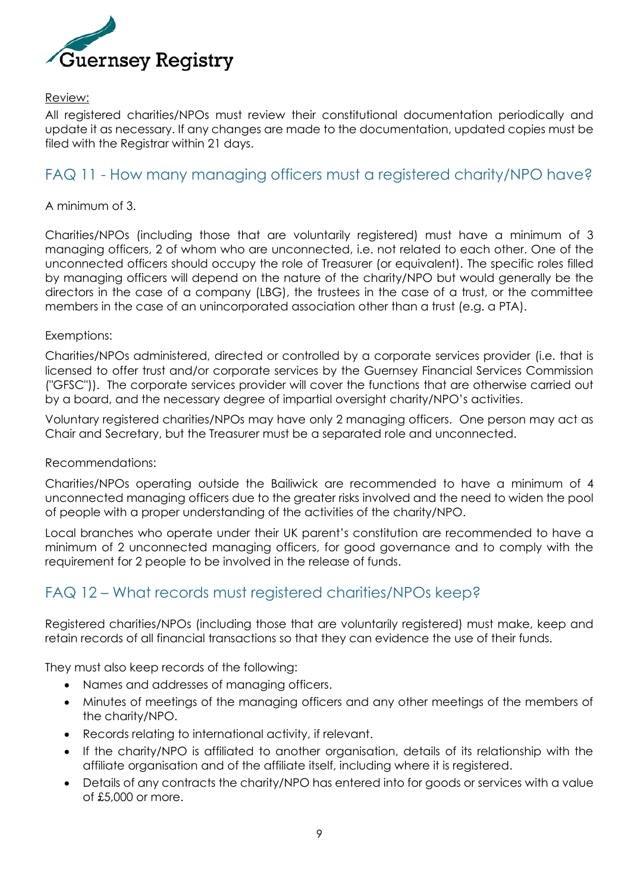Review:

All registered charities/NPOs must review their constitutional documentation periodically and update it as necessary. If any changes are made to the documentation, updated copies must be filed with the Registrar within 21 days.

## FAQ 11 - How many managing officers must a registered charity/NPO have?

A minimum of 3.

Charities/NPOs (including those that are voluntarily registered) must have a minimum of 3 managing officers, 2 of whom who are unconnected, i.e. not related to each other. One of the unconnected officers should occupy the role of Treasurer (or equivalent). The specific roles filled by managing officers will depend on the nature of the charity/NPO but would generally be the directors in the case of a company (LBG), the trustees in the case of a trust, or the committee members in the case of an unincorporated association other than a trust (e.g. a PTA).

Exemptions:

Charities/NPOs administered, directed or controlled by a corporate services provider (i.e. that is licensed to offer trust and/or corporate services by the Guernsey Financial Services Commission ("GFSC")). The corporate services provider will cover the functions that are otherwise carried out by a board, and the necessary degree of impartial oversight charity/NPO's activities.

Voluntary registered charities/NPOs may have only 2 managing officers. One person may act as Chair and Secretary, but the Treasurer must be a separated role and unconnected.

Recommendations:

Charities/NPOs operating outside the Bailiwick are recommended to have a minimum of 4 unconnected managing officers due to the greater risks involved and the need to widen the pool of people with a proper understanding of the activities of the charity/NPO.

Local branches who operate under their UK parent's constitution are recommended to have a minimum of 2 unconnected managing officers, for good governance and to comply with the requirement for 2 people to be involved in the release of funds.

## FAQ 12 – What records must registered charities/NPOs keep?

Registered charities/NPOs (including those that are voluntarily registered) must make, keep and retain records of all financial transactions so that they can evidence the use of their funds.

They must also keep records of the following:

- Names and addresses of managing officers.
- Minutes of meetings of the managing officers and any other meetings of the members of the charity/NPO.
- Records relating to international activity, if relevant.
- If the charity/NPO is affiliated to another organisation, details of its relationship with the affiliate organisation and of the affiliate itself, including where it is registered.
- Details of any contracts the charity/NPO has entered into for goods or services with a value of £5,000 or more.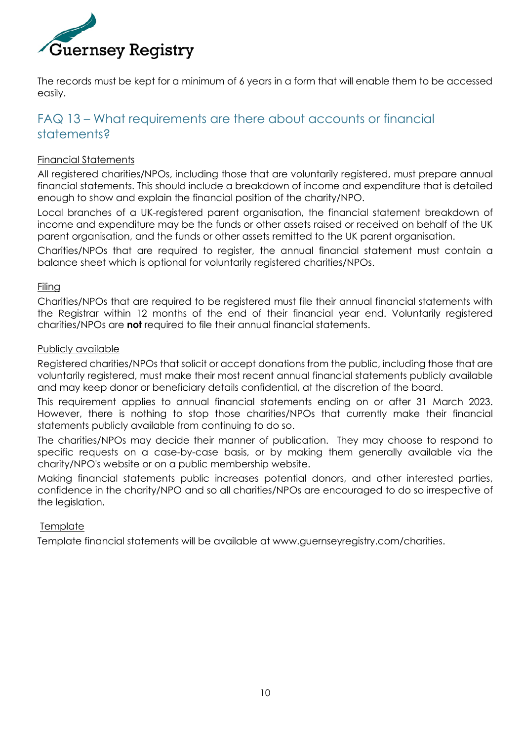The records must be kept for a minimum of 6 years in a form that will enable them to be accessed easily.

## FAQ 13 – What requirements are there about accounts or financial statements?

Financial Statements

All registered charities/NPOs, including those that are voluntarily registered, must prepare annual financial statements. This should include a breakdown of income and expenditure that is detailed enough to show and explain the financial position of the charity/NPO.

Local branches of a UK-registered parent organisation, the financial statement breakdown of income and expenditure may be the funds or other assets raised or received on behalf of the UK parent organisation, and the funds or other assets remitted to the UK parent organisation.

Charities/NPOs that are required to register, the annual financial statement must contain a balance sheet which is optional for voluntarily registered charities/NPOs.

Filing

Charities/NPOs that are required to be registered must file their annual financial statements with the Registrar within 12 months of the end of their financial year end. Voluntarily registered charities/NPOs are **not** required to file their annual financial statements.

Publicly available

Registered charities/NPOs that solicit or accept donations from the public, including those that are voluntarily registered, must make their most recent annual financial statements publicly available and may keep donor or beneficiary details confidential, at the discretion of the board.

This requirement applies to annual financial statements ending on or after 31 March 2023. However, there is nothing to stop those charities/NPOs that currently make their financial statements publicly available from continuing to do so.

The charities/NPOs may decide their manner of publication. They may choose to respond to specific requests on a case-by-case basis, or by making them generally available via the charity/NPO's website or on a public membership website.

Making financial statements public increases potential donors, and other interested parties, confidence in the charity/NPO and so all charities/NPOs are encouraged to do so irrespective of the legislation.

Template

Template financial statements will be available at www.guernseyregistry.com/charities.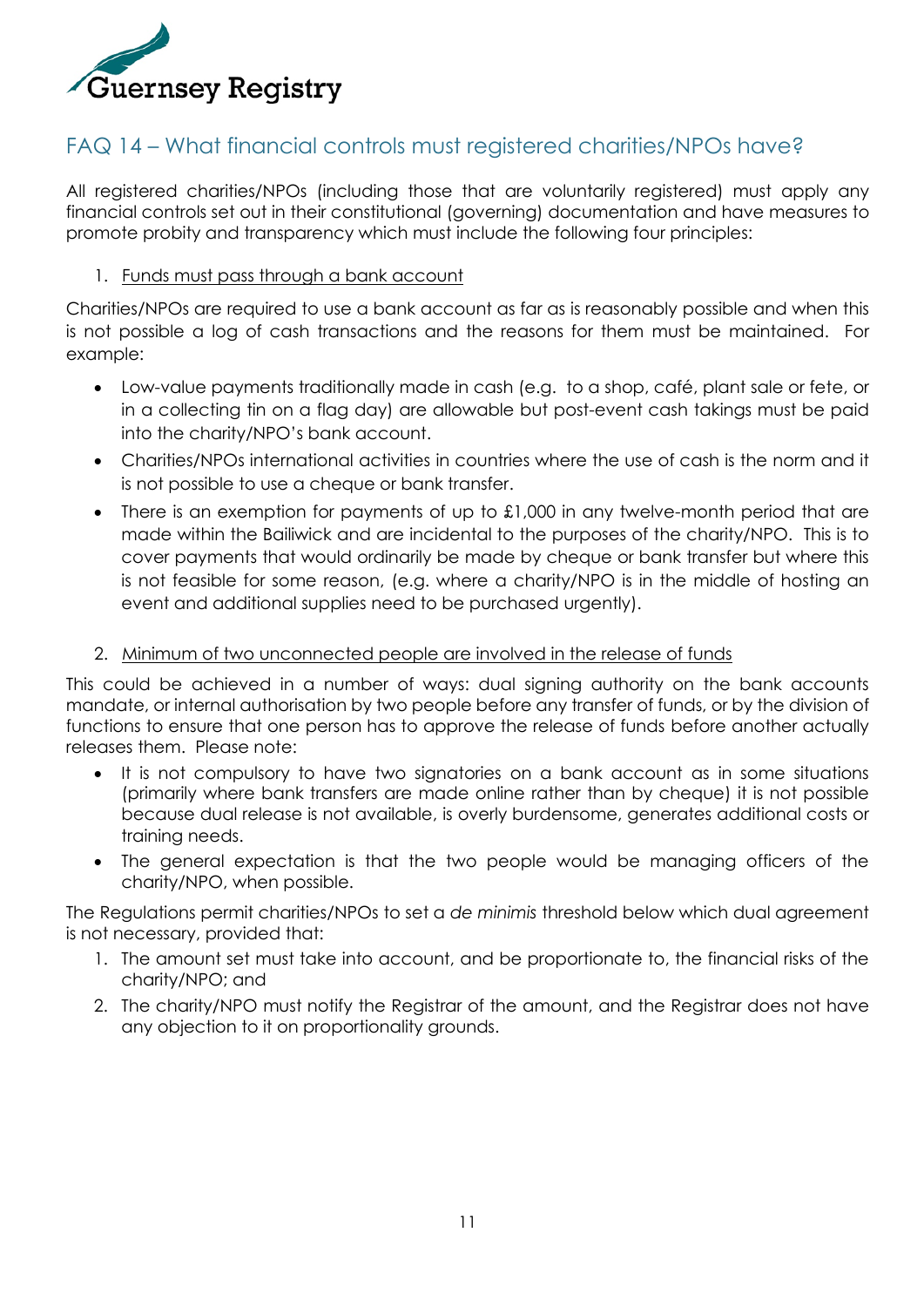## FAQ 14 – What financial controls must registered charities/NPOs have?

All registered charities/NPOs (including those that are voluntarily registered) must apply any financial controls set out in their constitutional (governing) documentation and have measures to promote probity and transparency which must include the following four principles:

1. Funds must pass through a bank account

Charities/NPOs are required to use a bank account as far as is reasonably possible and when this is not possible a log of cash transactions and the reasons for them must be maintained. For example:

- Low-value payments traditionally made in cash (e.g. to a shop, café, plant sale or fete, or in a collecting tin on a flag day) are allowable but post-event cash takings must be paid into the charity/NPO's bank account.
- Charities/NPOs international activities in countries where the use of cash is the norm and it is not possible to use a cheque or bank transfer.
- There is an exemption for payments of up to £1,000 in any twelve-month period that are made within the Bailiwick and are incidental to the purposes of the charity/NPO. This is to cover payments that would ordinarily be made by cheque or bank transfer but where this is not feasible for some reason, (e.g. where a charity/NPO is in the middle of hosting an event and additional supplies need to be purchased urgently).

2. Minimum of two unconnected people are involved in the release of funds

This could be achieved in a number of ways: dual signing authority on the bank accounts mandate, or internal authorisation by two people before any transfer of funds, or by the division of functions to ensure that one person has to approve the release of funds before another actually releases them. Please note:

- It is not compulsory to have two signatories on a bank account as in some situations (primarily where bank transfers are made online rather than by cheque) it is not possible because dual release is not available, is overly burdensome, generates additional costs or training needs.
- The general expectation is that the two people would be managing officers of the charity/NPO, when possible.

The Regulations permit charities/NPOs to set a *de minimis* threshold below which dual agreement is not necessary, provided that:

1. The amount set must take into account, and be proportionate to, the financial risks of the charity/NPO; and
2. The charity/NPO must notify the Registrar of the amount, and the Registrar does not have any objection to it on proportionality grounds.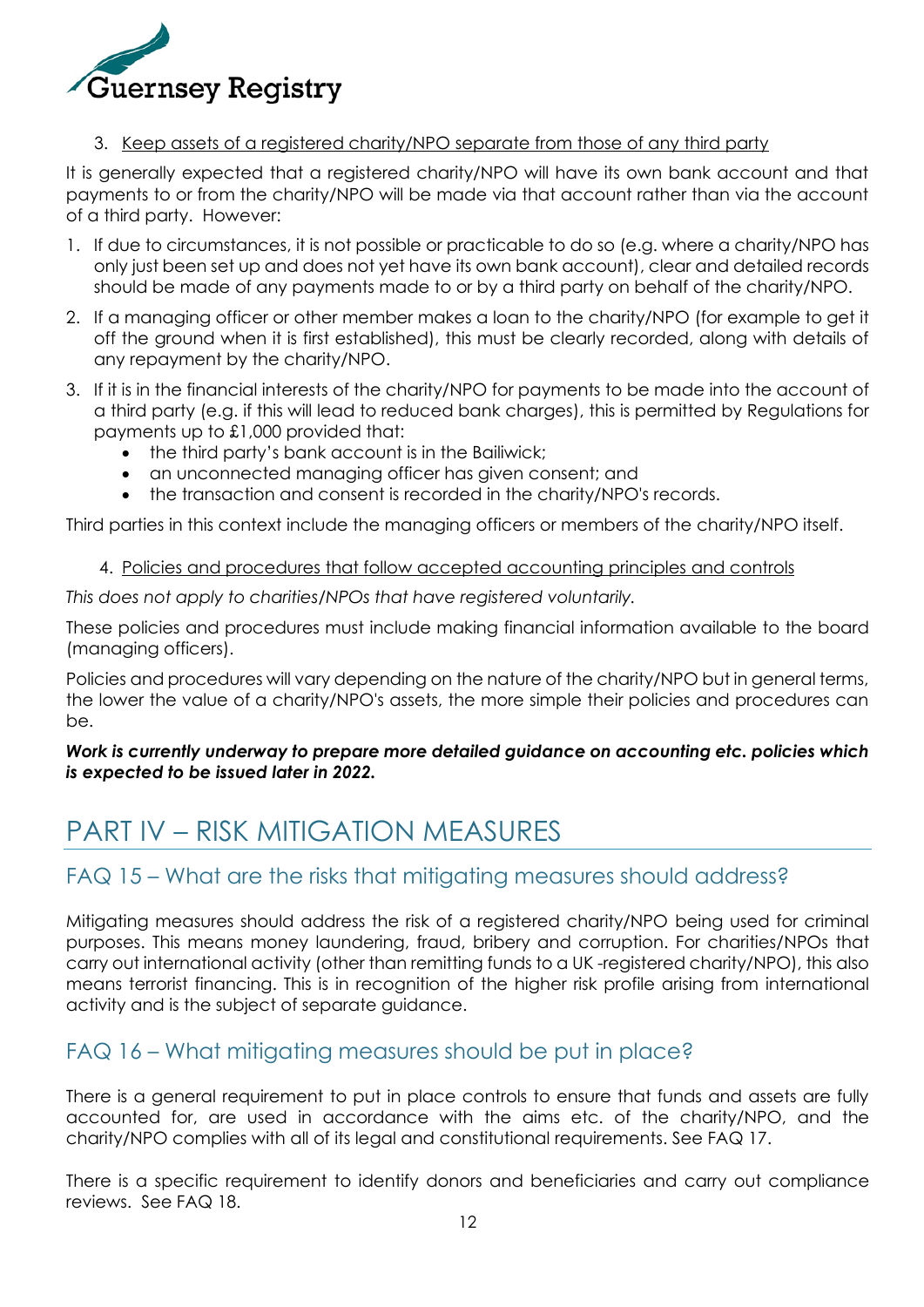3. <u>Keep assets of a registered charity/NPO separate from those of any third party</u>

It is generally expected that a registered charity/NPO will have its own bank account and that payments to or from the charity/NPO will be made via that account rather than via the account of a third party. However:

1. If due to circumstances, it is not possible or practicable to do so (e.g. where a charity/NPO has only just been set up and does not yet have its own bank account), clear and detailed records should be made of any payments made to or by a third party on behalf of the charity/NPO.
2. If a managing officer or other member makes a loan to the charity/NPO (for example to get it off the ground when it is first established), this must be clearly recorded, along with details of any repayment by the charity/NPO.
3. If it is in the financial interests of the charity/NPO for payments to be made into the account of a third party (e.g. if this will lead to reduced bank charges), this is permitted by Regulations for payments up to £1,000 provided that:
   - the third party's bank account is in the Bailiwick;
   - an unconnected managing officer has given consent; and
   - the transaction and consent is recorded in the charity/NPO's records.

Third parties in this context include the managing officers or members of the charity/NPO itself.

4. <u>Policies and procedures that follow accepted accounting principles and controls</u>

*This does not apply to charities/NPOs that have registered voluntarily.*

These policies and procedures must include making financial information available to the board (managing officers).

Policies and procedures will vary depending on the nature of the charity/NPO but in general terms, the lower the value of a charity/NPO's assets, the more simple their policies and procedures can be.

***Work is currently underway to prepare more detailed guidance on accounting etc. policies which is expected to be issued later in 2022.***

# PART IV – RISK MITIGATION MEASURES

## FAQ 15 – What are the risks that mitigating measures should address?

Mitigating measures should address the risk of a registered charity/NPO being used for criminal purposes. This means money laundering, fraud, bribery and corruption. For charities/NPOs that carry out international activity (other than remitting funds to a UK -registered charity/NPO), this also means terrorist financing. This is in recognition of the higher risk profile arising from international activity and is the subject of separate guidance.

## FAQ 16 – What mitigating measures should be put in place?

There is a general requirement to put in place controls to ensure that funds and assets are fully accounted for, are used in accordance with the aims etc. of the charity/NPO, and the charity/NPO complies with all of its legal and constitutional requirements. See FAQ 17.

There is a specific requirement to identify donors and beneficiaries and carry out compliance reviews. See FAQ 18.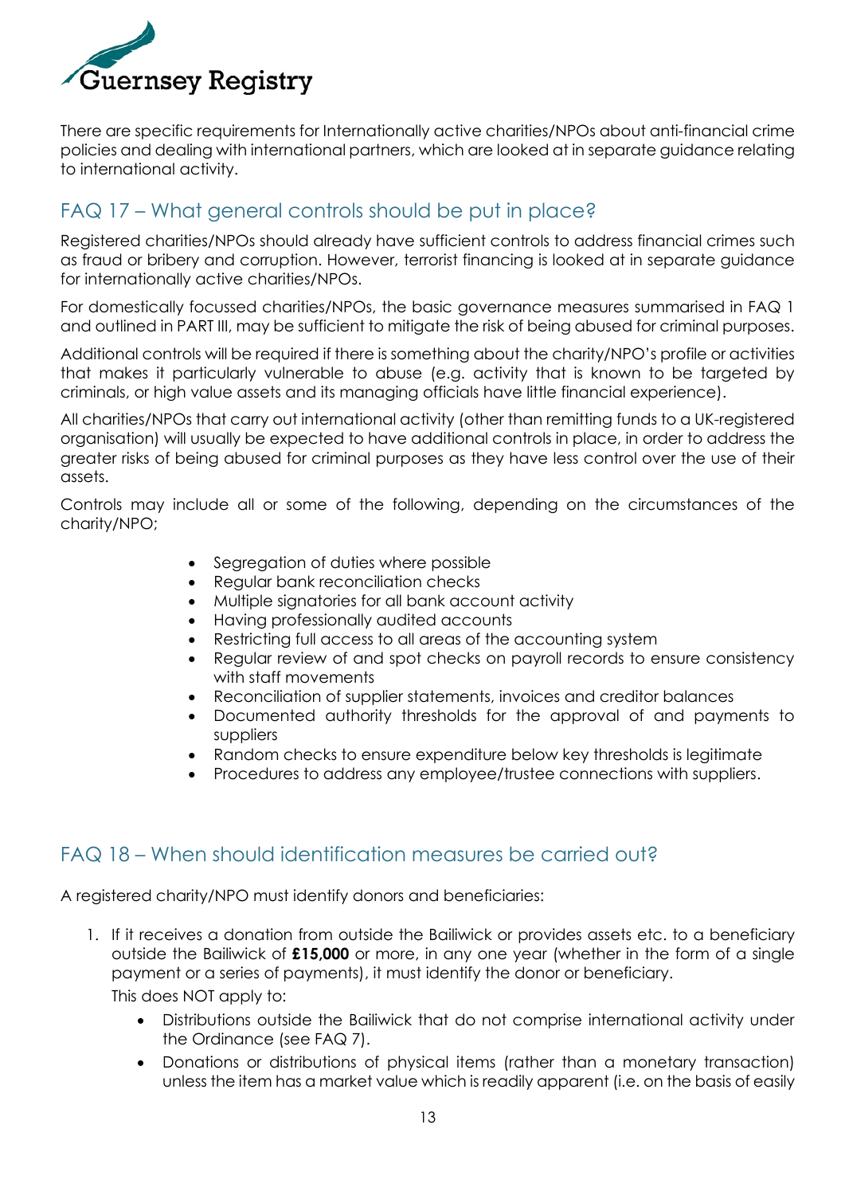There are specific requirements for Internationally active charities/NPOs about anti-financial crime policies and dealing with international partners, which are looked at in separate guidance relating to international activity.

## FAQ 17 – What general controls should be put in place?

Registered charities/NPOs should already have sufficient controls to address financial crimes such as fraud or bribery and corruption. However, terrorist financing is looked at in separate guidance for internationally active charities/NPOs.

For domestically focussed charities/NPOs, the basic governance measures summarised in FAQ 1 and outlined in PART III, may be sufficient to mitigate the risk of being abused for criminal purposes.

Additional controls will be required if there is something about the charity/NPO's profile or activities that makes it particularly vulnerable to abuse (e.g. activity that is known to be targeted by criminals, or high value assets and its managing officials have little financial experience).

All charities/NPOs that carry out international activity (other than remitting funds to a UK-registered organisation) will usually be expected to have additional controls in place, in order to address the greater risks of being abused for criminal purposes as they have less control over the use of their assets.

Controls may include all or some of the following, depending on the circumstances of the charity/NPO;

- Segregation of duties where possible
- Regular bank reconciliation checks
- Multiple signatories for all bank account activity
- Having professionally audited accounts
- Restricting full access to all areas of the accounting system
- Regular review of and spot checks on payroll records to ensure consistency with staff movements
- Reconciliation of supplier statements, invoices and creditor balances
- Documented authority thresholds for the approval of and payments to suppliers
- Random checks to ensure expenditure below key thresholds is legitimate
- Procedures to address any employee/trustee connections with suppliers.

## FAQ 18 – When should identification measures be carried out?

A registered charity/NPO must identify donors and beneficiaries:

1. If it receives a donation from outside the Bailiwick or provides assets etc. to a beneficiary outside the Bailiwick of **£15,000** or more, in any one year (whether in the form of a single payment or a series of payments), it must identify the donor or beneficiary.

   This does NOT apply to:

   - Distributions outside the Bailiwick that do not comprise international activity under the Ordinance (see FAQ 7).
   - Donations or distributions of physical items (rather than a monetary transaction) unless the item has a market value which is readily apparent (i.e. on the basis of easily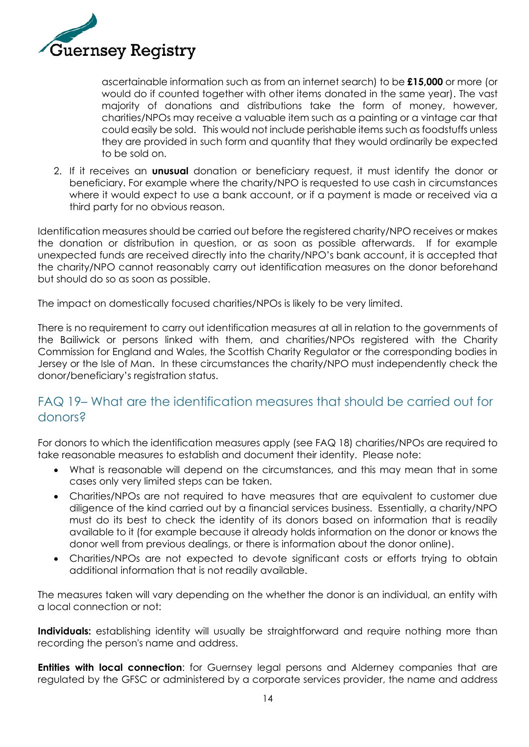ascertainable information such as from an internet search) to be **£15,000** or more (or would do if counted together with other items donated in the same year). The vast majority of donations and distributions take the form of money, however, charities/NPOs may receive a valuable item such as a painting or a vintage car that could easily be sold. This would not include perishable items such as foodstuffs unless they are provided in such form and quantity that they would ordinarily be expected to be sold on.

2. If it receives an **unusual** donation or beneficiary request, it must identify the donor or beneficiary. For example where the charity/NPO is requested to use cash in circumstances where it would expect to use a bank account, or if a payment is made or received via a third party for no obvious reason.

Identification measures should be carried out before the registered charity/NPO receives or makes the donation or distribution in question, or as soon as possible afterwards. If for example unexpected funds are received directly into the charity/NPO's bank account, it is accepted that the charity/NPO cannot reasonably carry out identification measures on the donor beforehand but should do so as soon as possible.

The impact on domestically focused charities/NPOs is likely to be very limited.

There is no requirement to carry out identification measures at all in relation to the governments of the Bailiwick or persons linked with them, and charities/NPOs registered with the Charity Commission for England and Wales, the Scottish Charity Regulator or the corresponding bodies in Jersey or the Isle of Man. In these circumstances the charity/NPO must independently check the donor/beneficiary's registration status.

## FAQ 19– What are the identification measures that should be carried out for donors?

For donors to which the identification measures apply (see FAQ 18) charities/NPOs are required to take reasonable measures to establish and document their identity. Please note:

- What is reasonable will depend on the circumstances, and this may mean that in some cases only very limited steps can be taken.
- Charities/NPOs are not required to have measures that are equivalent to customer due diligence of the kind carried out by a financial services business. Essentially, a charity/NPO must do its best to check the identity of its donors based on information that is readily available to it (for example because it already holds information on the donor or knows the donor well from previous dealings, or there is information about the donor online).
- Charities/NPOs are not expected to devote significant costs or efforts trying to obtain additional information that is not readily available.

The measures taken will vary depending on the whether the donor is an individual, an entity with a local connection or not:

**Individuals:** establishing identity will usually be straightforward and require nothing more than recording the person's name and address.

**Entities with local connection**: for Guernsey legal persons and Alderney companies that are regulated by the GFSC or administered by a corporate services provider, the name and address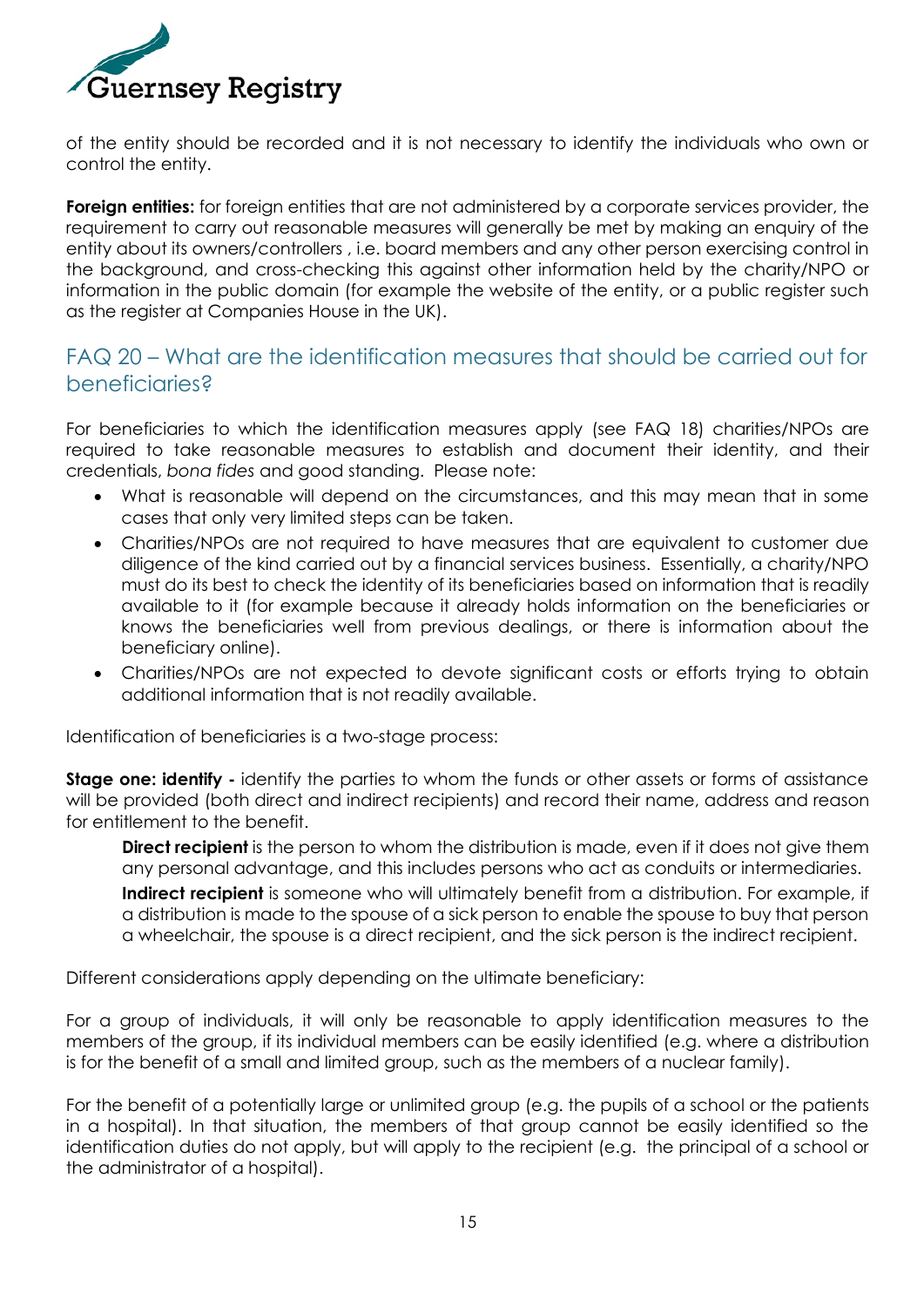of the entity should be recorded and it is not necessary to identify the individuals who own or control the entity.

**Foreign entities:** for foreign entities that are not administered by a corporate services provider, the requirement to carry out reasonable measures will generally be met by making an enquiry of the entity about its owners/controllers , i.e. board members and any other person exercising control in the background, and cross-checking this against other information held by the charity/NPO or information in the public domain (for example the website of the entity, or a public register such as the register at Companies House in the UK).

## FAQ 20 – What are the identification measures that should be carried out for beneficiaries?

For beneficiaries to which the identification measures apply (see FAQ 18) charities/NPOs are required to take reasonable measures to establish and document their identity, and their credentials, *bona fides* and good standing. Please note:

- What is reasonable will depend on the circumstances, and this may mean that in some cases that only very limited steps can be taken.
- Charities/NPOs are not required to have measures that are equivalent to customer due diligence of the kind carried out by a financial services business. Essentially, a charity/NPO must do its best to check the identity of its beneficiaries based on information that is readily available to it (for example because it already holds information on the beneficiaries or knows the beneficiaries well from previous dealings, or there is information about the beneficiary online).
- Charities/NPOs are not expected to devote significant costs or efforts trying to obtain additional information that is not readily available.

Identification of beneficiaries is a two-stage process:

**Stage one: identify -** identify the parties to whom the funds or other assets or forms of assistance will be provided (both direct and indirect recipients) and record their name, address and reason for entitlement to the benefit.

> **Direct recipient** is the person to whom the distribution is made, even if it does not give them any personal advantage, and this includes persons who act as conduits or intermediaries.
>
> **Indirect recipient** is someone who will ultimately benefit from a distribution. For example, if a distribution is made to the spouse of a sick person to enable the spouse to buy that person a wheelchair, the spouse is a direct recipient, and the sick person is the indirect recipient.

Different considerations apply depending on the ultimate beneficiary:

For a group of individuals, it will only be reasonable to apply identification measures to the members of the group, if its individual members can be easily identified (e.g. where a distribution is for the benefit of a small and limited group, such as the members of a nuclear family).

For the benefit of a potentially large or unlimited group (e.g. the pupils of a school or the patients in a hospital). In that situation, the members of that group cannot be easily identified so the identification duties do not apply, but will apply to the recipient (e.g. the principal of a school or the administrator of a hospital).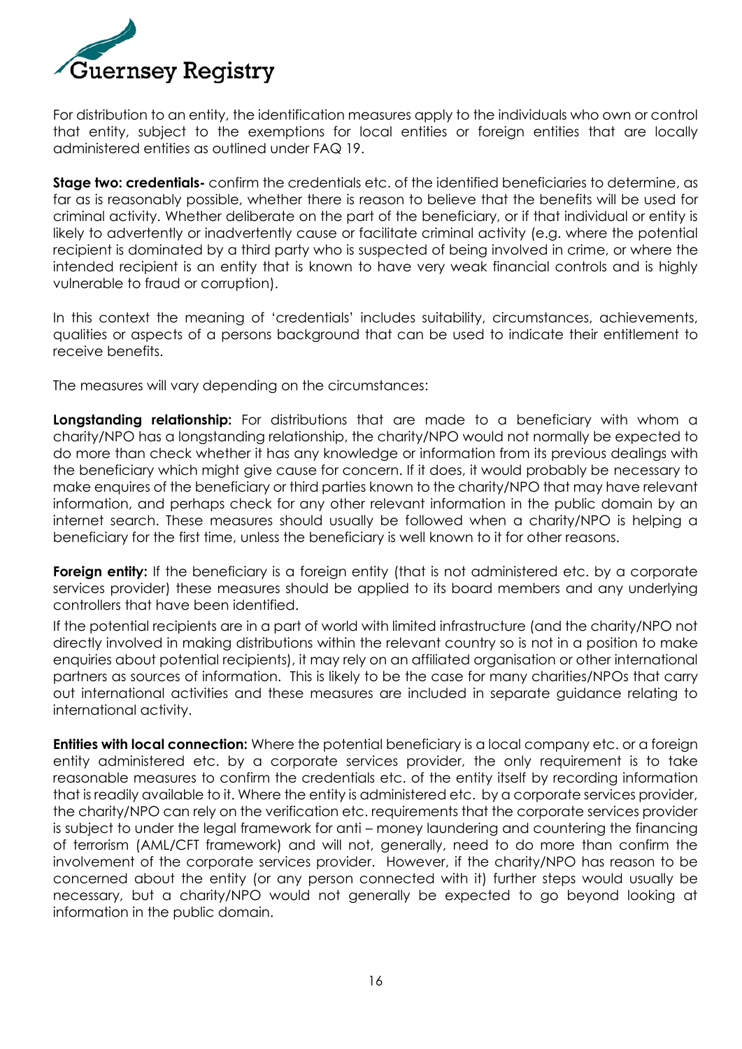For distribution to an entity, the identification measures apply to the individuals who own or control that entity, subject to the exemptions for local entities or foreign entities that are locally administered entities as outlined under FAQ 19.

**Stage two: credentials-** confirm the credentials etc. of the identified beneficiaries to determine, as far as is reasonably possible, whether there is reason to believe that the benefits will be used for criminal activity. Whether deliberate on the part of the beneficiary, or if that individual or entity is likely to advertently or inadvertently cause or facilitate criminal activity (e.g. where the potential recipient is dominated by a third party who is suspected of being involved in crime, or where the intended recipient is an entity that is known to have very weak financial controls and is highly vulnerable to fraud or corruption).

In this context the meaning of 'credentials' includes suitability, circumstances, achievements, qualities or aspects of a persons background that can be used to indicate their entitlement to receive benefits.

The measures will vary depending on the circumstances:

**Longstanding relationship:** For distributions that are made to a beneficiary with whom a charity/NPO has a longstanding relationship, the charity/NPO would not normally be expected to do more than check whether it has any knowledge or information from its previous dealings with the beneficiary which might give cause for concern. If it does, it would probably be necessary to make enquires of the beneficiary or third parties known to the charity/NPO that may have relevant information, and perhaps check for any other relevant information in the public domain by an internet search. These measures should usually be followed when a charity/NPO is helping a beneficiary for the first time, unless the beneficiary is well known to it for other reasons.

**Foreign entity:** If the beneficiary is a foreign entity (that is not administered etc. by a corporate services provider) these measures should be applied to its board members and any underlying controllers that have been identified.

If the potential recipients are in a part of world with limited infrastructure (and the charity/NPO not directly involved in making distributions within the relevant country so is not in a position to make enquiries about potential recipients), it may rely on an affiliated organisation or other international partners as sources of information. This is likely to be the case for many charities/NPOs that carry out international activities and these measures are included in separate guidance relating to international activity.

**Entities with local connection:** Where the potential beneficiary is a local company etc. or a foreign entity administered etc. by a corporate services provider, the only requirement is to take reasonable measures to confirm the credentials etc. of the entity itself by recording information that is readily available to it. Where the entity is administered etc. by a corporate services provider, the charity/NPO can rely on the verification etc. requirements that the corporate services provider is subject to under the legal framework for anti – money laundering and countering the financing of terrorism (AML/CFT framework) and will not, generally, need to do more than confirm the involvement of the corporate services provider. However, if the charity/NPO has reason to be concerned about the entity (or any person connected with it) further steps would usually be necessary, but a charity/NPO would not generally be expected to go beyond looking at information in the public domain.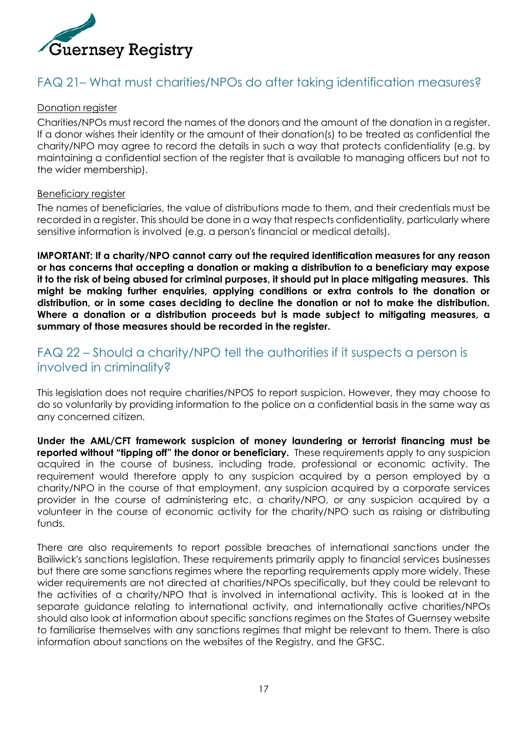Guernsey Registry

## FAQ 21– What must charities/NPOs do after taking identification measures?

Donation register

Charities/NPOs must record the names of the donors and the amount of the donation in a register. If a donor wishes their identity or the amount of their donation(s) to be treated as confidential the charity/NPO may agree to record the details in such a way that protects confidentiality (e.g. by maintaining a confidential section of the register that is available to managing officers but not to the wider membership).

Beneficiary register

The names of beneficiaries, the value of distributions made to them, and their credentials must be recorded in a register. This should be done in a way that respects confidentiality, particularly where sensitive information is involved (e.g. a person's financial or medical details).

**IMPORTANT: If a charity/NPO cannot carry out the required identification measures for any reason or has concerns that accepting a donation or making a distribution to a beneficiary may expose it to the risk of being abused for criminal purposes, it should put in place mitigating measures. This might be making further enquiries, applying conditions or extra controls to the donation or distribution, or in some cases deciding to decline the donation or not to make the distribution. Where a donation or a distribution proceeds but is made subject to mitigating measures, a summary of those measures should be recorded in the register.**

## FAQ 22 – Should a charity/NPO tell the authorities if it suspects a person is involved in criminality?

This legislation does not require charities/NPOS to report suspicion. However, they may choose to do so voluntarily by providing information to the police on a confidential basis in the same way as any concerned citizen.

**Under the AML/CFT framework suspicion of money laundering or terrorist financing must be reported without "tipping off" the donor or beneficiary.** These requirements apply to any suspicion acquired in the course of business, including trade, professional or economic activity. The requirement would therefore apply to any suspicion acquired by a person employed by a charity/NPO in the course of that employment, any suspicion acquired by a corporate services provider in the course of administering etc. a charity/NPO, or any suspicion acquired by a volunteer in the course of economic activity for the charity/NPO such as raising or distributing funds.

There are also requirements to report possible breaches of international sanctions under the Bailiwick's sanctions legislation. These requirements primarily apply to financial services businesses but there are some sanctions regimes where the reporting requirements apply more widely. These wider requirements are not directed at charities/NPOs specifically, but they could be relevant to the activities of a charity/NPO that is involved in international activity. This is looked at in the separate guidance relating to international activity, and internationally active charities/NPOs should also look at information about specific sanctions regimes on the States of Guernsey website to familiarise themselves with any sanctions regimes that might be relevant to them. There is also information about sanctions on the websites of the Registry, and the GFSC.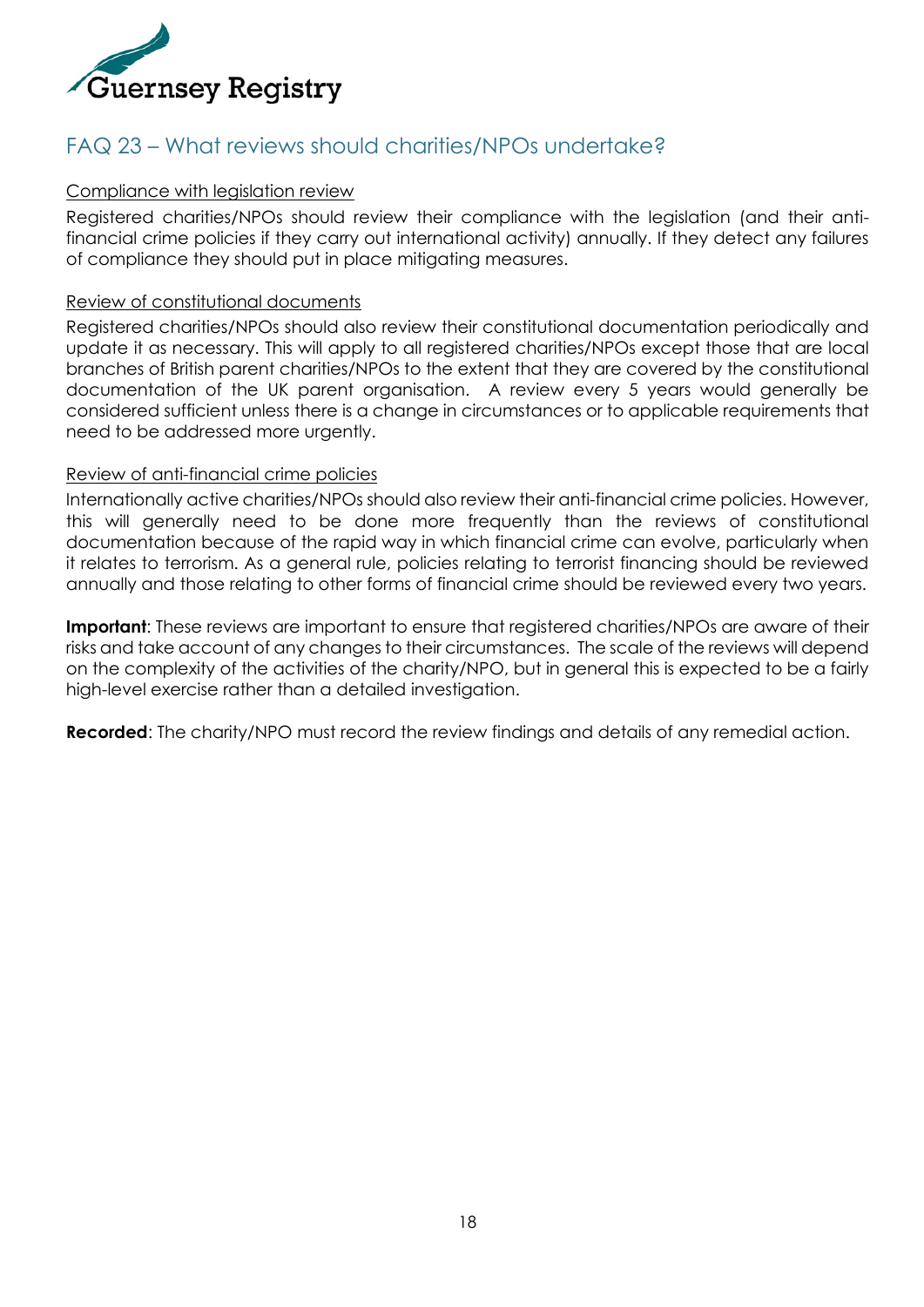## FAQ 23 – What reviews should charities/NPOs undertake?

Compliance with legislation review

Registered charities/NPOs should review their compliance with the legislation (and their anti-financial crime policies if they carry out international activity) annually. If they detect any failures of compliance they should put in place mitigating measures.

Review of constitutional documents

Registered charities/NPOs should also review their constitutional documentation periodically and update it as necessary. This will apply to all registered charities/NPOs except those that are local branches of British parent charities/NPOs to the extent that they are covered by the constitutional documentation of the UK parent organisation. A review every 5 years would generally be considered sufficient unless there is a change in circumstances or to applicable requirements that need to be addressed more urgently.

Review of anti-financial crime policies

Internationally active charities/NPOs should also review their anti-financial crime policies. However, this will generally need to be done more frequently than the reviews of constitutional documentation because of the rapid way in which financial crime can evolve, particularly when it relates to terrorism. As a general rule, policies relating to terrorist financing should be reviewed annually and those relating to other forms of financial crime should be reviewed every two years.

**Important**: These reviews are important to ensure that registered charities/NPOs are aware of their risks and take account of any changes to their circumstances. The scale of the reviews will depend on the complexity of the activities of the charity/NPO, but in general this is expected to be a fairly high-level exercise rather than a detailed investigation.

**Recorded**: The charity/NPO must record the review findings and details of any remedial action.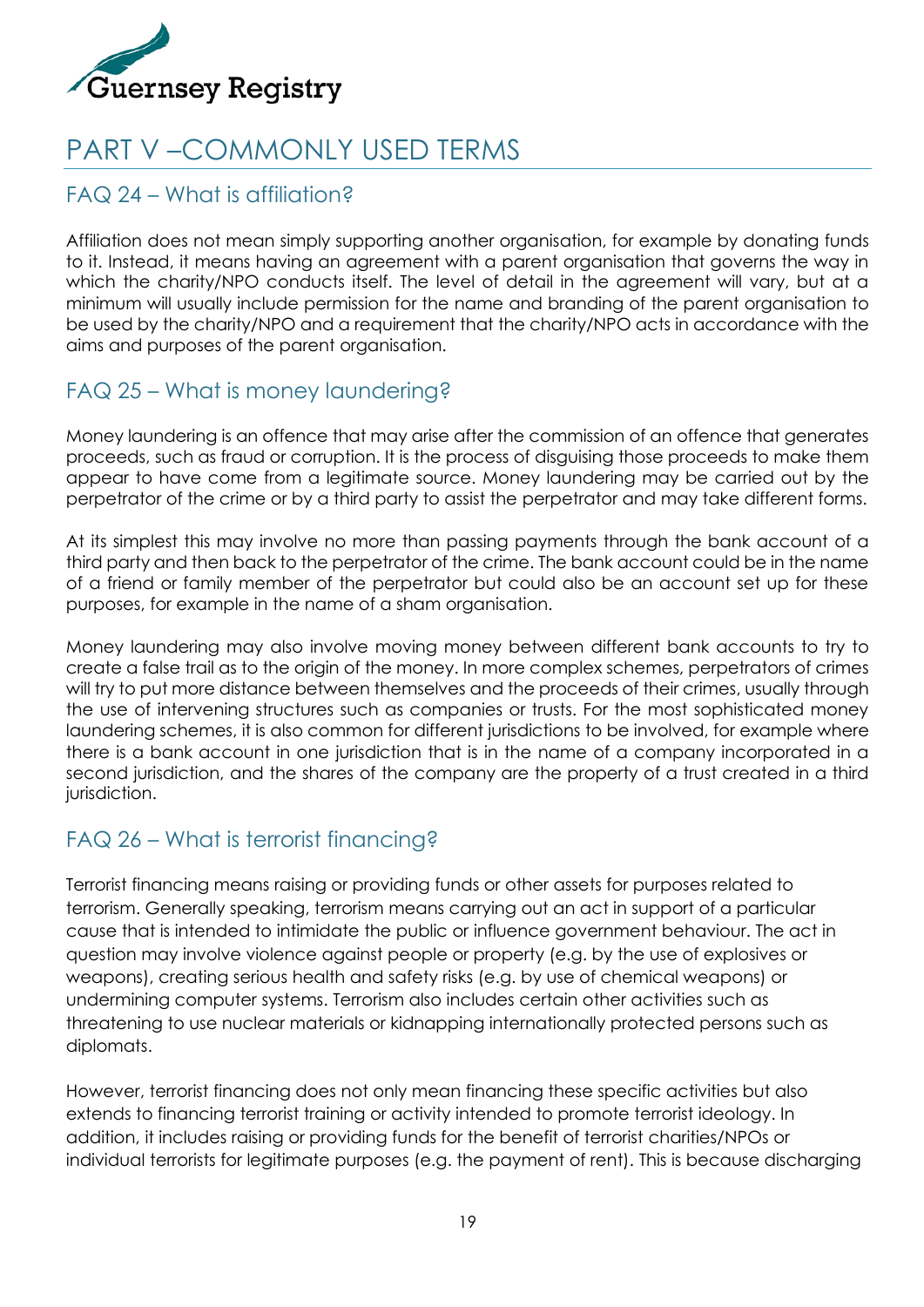# PART V –COMMONLY USED TERMS

## FAQ 24 – What is affiliation?

Affiliation does not mean simply supporting another organisation, for example by donating funds to it. Instead, it means having an agreement with a parent organisation that governs the way in which the charity/NPO conducts itself. The level of detail in the agreement will vary, but at a minimum will usually include permission for the name and branding of the parent organisation to be used by the charity/NPO and a requirement that the charity/NPO acts in accordance with the aims and purposes of the parent organisation.

## FAQ 25 – What is money laundering?

Money laundering is an offence that may arise after the commission of an offence that generates proceeds, such as fraud or corruption. It is the process of disguising those proceeds to make them appear to have come from a legitimate source. Money laundering may be carried out by the perpetrator of the crime or by a third party to assist the perpetrator and may take different forms.

At its simplest this may involve no more than passing payments through the bank account of a third party and then back to the perpetrator of the crime. The bank account could be in the name of a friend or family member of the perpetrator but could also be an account set up for these purposes, for example in the name of a sham organisation.

Money laundering may also involve moving money between different bank accounts to try to create a false trail as to the origin of the money. In more complex schemes, perpetrators of crimes will try to put more distance between themselves and the proceeds of their crimes, usually through the use of intervening structures such as companies or trusts. For the most sophisticated money laundering schemes, it is also common for different jurisdictions to be involved, for example where there is a bank account in one jurisdiction that is in the name of a company incorporated in a second jurisdiction, and the shares of the company are the property of a trust created in a third jurisdiction.

## FAQ 26 – What is terrorist financing?

Terrorist financing means raising or providing funds or other assets for purposes related to terrorism. Generally speaking, terrorism means carrying out an act in support of a particular cause that is intended to intimidate the public or influence government behaviour. The act in question may involve violence against people or property (e.g. by the use of explosives or weapons), creating serious health and safety risks (e.g. by use of chemical weapons) or undermining computer systems. Terrorism also includes certain other activities such as threatening to use nuclear materials or kidnapping internationally protected persons such as diplomats.

However, terrorist financing does not only mean financing these specific activities but also extends to financing terrorist training or activity intended to promote terrorist ideology. In addition, it includes raising or providing funds for the benefit of terrorist charities/NPOs or individual terrorists for legitimate purposes (e.g. the payment of rent). This is because discharging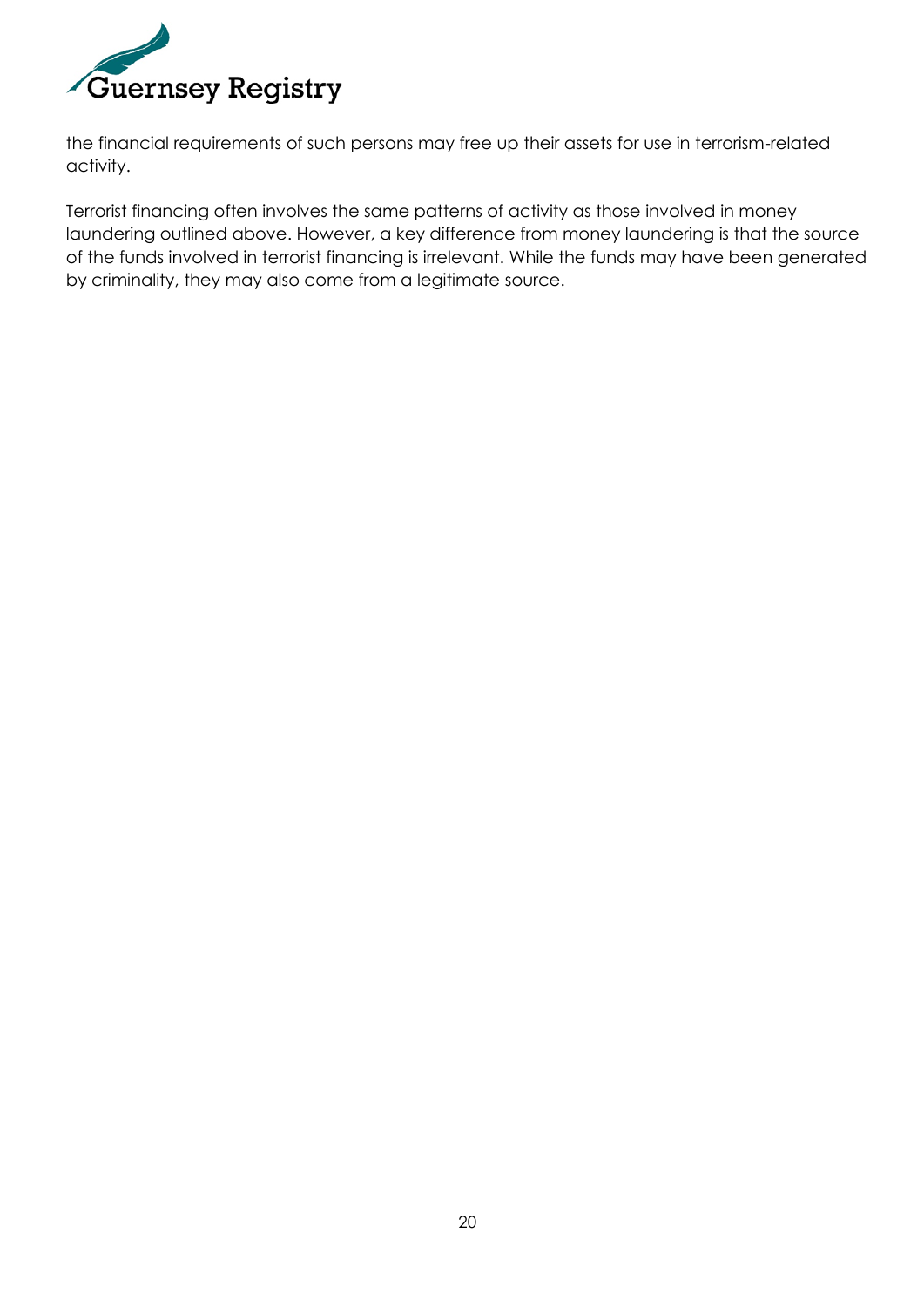the financial requirements of such persons may free up their assets for use in terrorism-related activity.

Terrorist financing often involves the same patterns of activity as those involved in money laundering outlined above. However, a key difference from money laundering is that the source of the funds involved in terrorist financing is irrelevant. While the funds may have been generated by criminality, they may also come from a legitimate source.